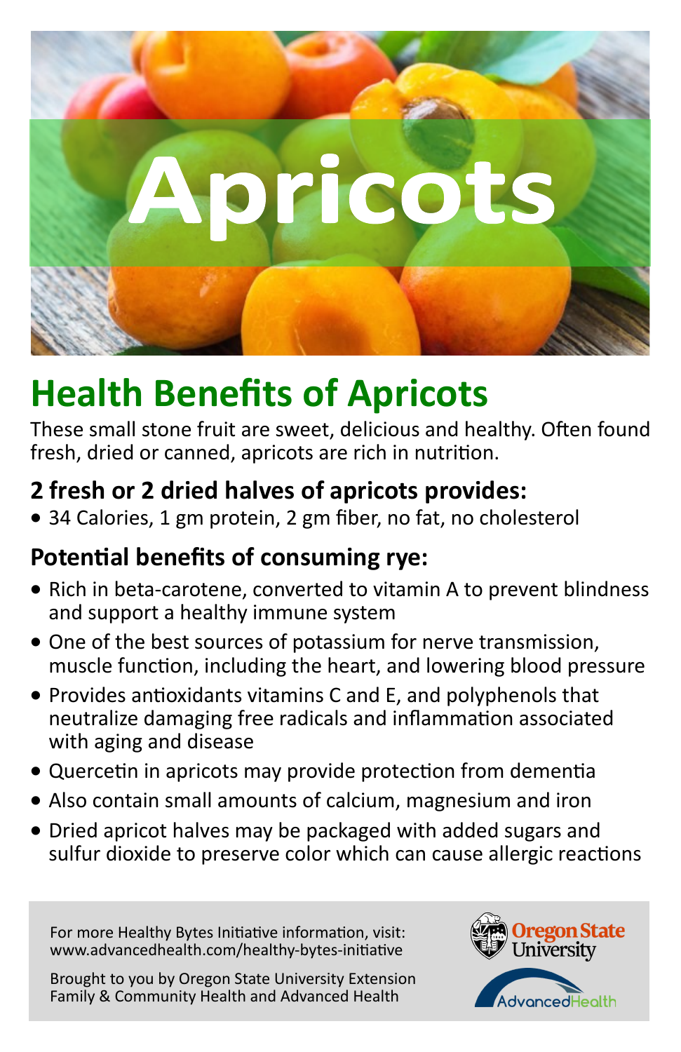# Apricots

## Health Benefits of Apricots

These small stone fruit are sweet, delicious and healthy. Often found fresh, dried or canned, apricots are rich in nutrition.

### 2 fresh or 2 dried halves of apricots provides:

- 34 Calories, 1 gm protein, 2 gm fiber, no fat, no cholesterol

### Potential benefits of consuming rye:

- Rich in beta-carotene, converted to vitamin A to prevent blindness and support a healthy immune system
- One of the best sources of potassium for nerve transmission, muscle function, including the heart, and lowering blood pressure
- Provides antioxidants vitamins C and E, and polyphenols that neutralize damaging free radicals and inflammation associated with aging and disease
- Quercetin in apricots may provide protection from dementia
- Also contain small amounts of calcium, magnesium and iron
- Dried apricot halves may be packaged with added sugars and sulfur dioxide to preserve color which can cause allergic reactions

For more Healthy Bytes Initiative information, visit:
www.advancedhealth.com/healthy-bytes-initiative

Brought to you by Oregon State University Extension Family & Community Health and Advanced Health

Oregon State University

AdvancedHealth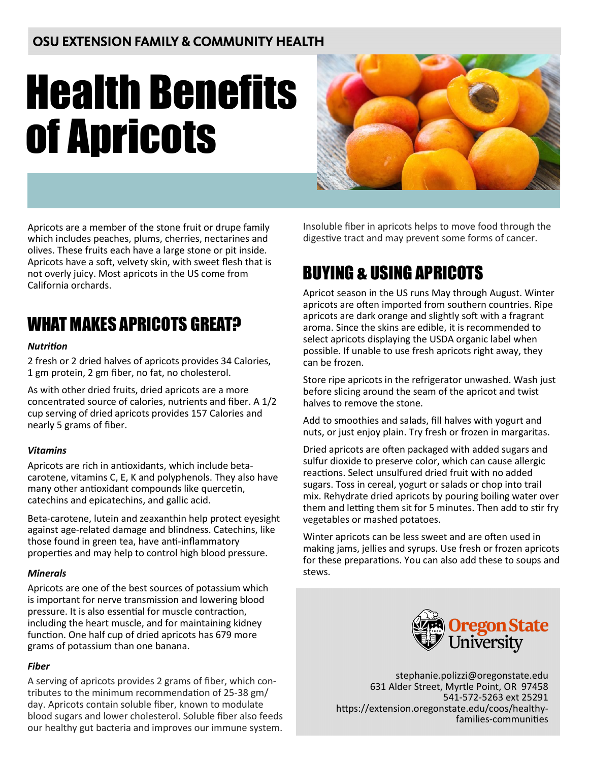OSU EXTENSION FAMILY & COMMUNITY HEALTH

# Health Benefits of Apricots

Apricots are a member of the stone fruit or drupe family which includes peaches, plums, cherries, nectarines and olives. These fruits each have a large stone or pit inside. Apricots have a soft, velvety skin, with sweet flesh that is not overly juicy. Most apricots in the US come from California orchards.

## WHAT MAKES APRICOTS GREAT?

***Nutrition***

2 fresh or 2 dried halves of apricots provides 34 Calories, 1 gm protein, 2 gm fiber, no fat, no cholesterol.

As with other dried fruits, dried apricots are a more concentrated source of calories, nutrients and fiber. A 1/2 cup serving of dried apricots provides 157 Calories and nearly 5 grams of fiber.

***Vitamins***

Apricots are rich in antioxidants, which include beta-carotene, vitamins C, E, K and polyphenols. They also have many other antioxidant compounds like quercetin, catechins and epicatechins, and gallic acid.

Beta-carotene, lutein and zeaxanthin help protect eyesight against age-related damage and blindness. Catechins, like those found in green tea, have anti-inflammatory properties and may help to control high blood pressure.

***Minerals***

Apricots are one of the best sources of potassium which is important for nerve transmission and lowering blood pressure. It is also essential for muscle contraction, including the heart muscle, and for maintaining kidney function. One half cup of dried apricots has 679 more grams of potassium than one banana.

***Fiber***

A serving of apricots provides 2 grams of fiber, which contributes to the minimum recommendation of 25-38 gm/day. Apricots contain soluble fiber, known to modulate blood sugars and lower cholesterol. Soluble fiber also feeds our healthy gut bacteria and improves our immune system.

Insoluble fiber in apricots helps to move food through the digestive tract and may prevent some forms of cancer.

## BUYING & USING APRICOTS

Apricot season in the US runs May through August. Winter apricots are often imported from southern countries. Ripe apricots are dark orange and slightly soft with a fragrant aroma. Since the skins are edible, it is recommended to select apricots displaying the USDA organic label when possible. If unable to use fresh apricots right away, they can be frozen.

Store ripe apricots in the refrigerator unwashed. Wash just before slicing around the seam of the apricot and twist halves to remove the stone.

Add to smoothies and salads, fill halves with yogurt and nuts, or just enjoy plain. Try fresh or frozen in margaritas.

Dried apricots are often packaged with added sugars and sulfur dioxide to preserve color, which can cause allergic reactions. Select unsulfured dried fruit with no added sugars. Toss in cereal, yogurt or salads or chop into trail mix. Rehydrate dried apricots by pouring boiling water over them and letting them sit for 5 minutes. Then add to stir fry vegetables or mashed potatoes.

Winter apricots can be less sweet and are often used in making jams, jellies and syrups. Use fresh or frozen apricots for these preparations. You can also add these to soups and stews.

Oregon State University

stephanie.polizzi@oregonstate.edu
631 Alder Street, Myrtle Point, OR 97458
541-572-5263 ext 25291
https://extension.oregonstate.edu/coos/healthy-families-communities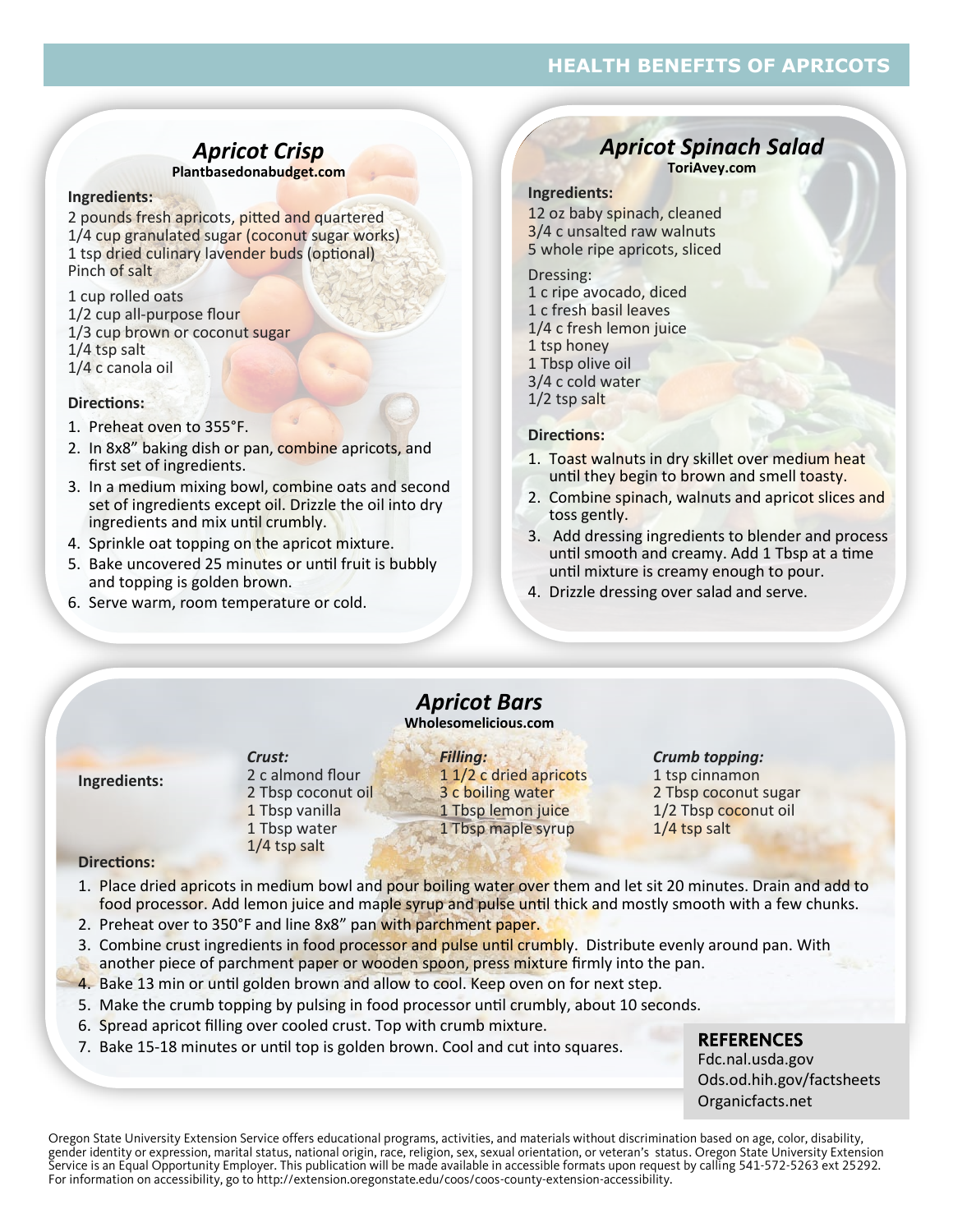## Apricot Crisp

**Plantbasedonabudget.com**

**Ingredients:**

2 pounds fresh apricots, pitted and quartered
1/4 cup granulated sugar (coconut sugar works)
1 tsp dried culinary lavender buds (optional)
Pinch of salt

1 cup rolled oats
1/2 cup all-purpose flour
1/3 cup brown or coconut sugar
1/4 tsp salt
1/4 c canola oil

**Directions:**

1. Preheat oven to 355°F.
2. In 8x8" baking dish or pan, combine apricots, and first set of ingredients.
3. In a medium mixing bowl, combine oats and second set of ingredients except oil. Drizzle the oil into dry ingredients and mix until crumbly.
4. Sprinkle oat topping on the apricot mixture.
5. Bake uncovered 25 minutes or until fruit is bubbly and topping is golden brown.
6. Serve warm, room temperature or cold.

## Apricot Spinach Salad

**ToriAvey.com**

**Ingredients:**

12 oz baby spinach, cleaned
3/4 c unsalted raw walnuts
5 whole ripe apricots, sliced

Dressing:
1 c ripe avocado, diced
1 c fresh basil leaves
1/4 c fresh lemon juice
1 tsp honey
1 Tbsp olive oil
3/4 c cold water
1/2 tsp salt

**Directions:**

1. Toast walnuts in dry skillet over medium heat until they begin to brown and smell toasty.
2. Combine spinach, walnuts and apricot slices and toss gently.
3. Add dressing ingredients to blender and process until smooth and creamy. Add 1 Tbsp at a time until mixture is creamy enough to pour.
4. Drizzle dressing over salad and serve.

## Apricot Bars

**Wholesomelicious.com**

**Ingredients:**

*Crust:*
2 c almond flour
2 Tbsp coconut oil
1 Tbsp vanilla
1 Tbsp water
1/4 tsp salt

*Filling:*
1 1/2 c dried apricots
3 c boiling water
1 Tbsp lemon juice
1 Tbsp maple syrup

*Crumb topping:*
1 tsp cinnamon
2 Tbsp coconut sugar
1/2 Tbsp coconut oil
1/4 tsp salt

**Directions:**

1. Place dried apricots in medium bowl and pour boiling water over them and let sit 20 minutes. Drain and add to food processor. Add lemon juice and maple syrup and pulse until thick and mostly smooth with a few chunks.
2. Preheat over to 350°F and line 8x8" pan with parchment paper.
3. Combine crust ingredients in food processor and pulse until crumbly. Distribute evenly around pan. With another piece of parchment paper or wooden spoon, press mixture firmly into the pan.
4. Bake 13 min or until golden brown and allow to cool. Keep oven on for next step.
5. Make the crumb topping by pulsing in food processor until crumbly, about 10 seconds.
6. Spread apricot filling over cooled crust. Top with crumb mixture.
7. Bake 15-18 minutes or until top is golden brown. Cool and cut into squares.

### REFERENCES

Fdc.nal.usda.gov
Ods.od.hih.gov/factsheets
Organicfacts.net

Oregon State University Extension Service offers educational programs, activities, and materials without discrimination based on age, color, disability, gender identity or expression, marital status, national origin, race, religion, sex, sexual orientation, or veteran's status. Oregon State University Extension Service is an Equal Opportunity Employer. This publication will be made available in accessible formats upon request by calling 541-572-5263 ext 25292. For information on accessibility, go to http://extension.oregonstate.edu/coos/coos-county-extension-accessibility.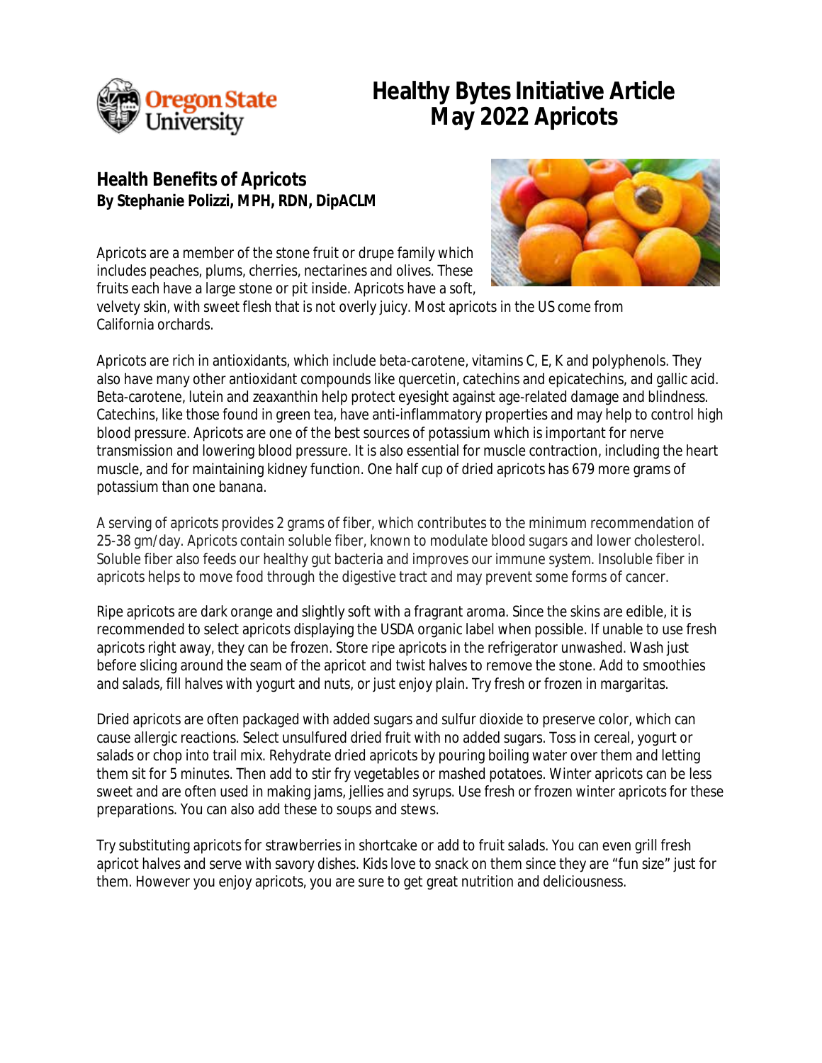# Healthy Bytes Initiative Article May 2022 Apricots

## Health Benefits of Apricots

**By Stephanie Polizzi, MPH, RDN, DipACLM**

Apricots are a member of the stone fruit or drupe family which includes peaches, plums, cherries, nectarines and olives. These fruits each have a large stone or pit inside. Apricots have a soft, velvety skin, with sweet flesh that is not overly juicy. Most apricots in the US come from California orchards.

Apricots are rich in antioxidants, which include beta-carotene, vitamins C, E, K and polyphenols. They also have many other antioxidant compounds like quercetin, catechins and epicatechins, and gallic acid. Beta-carotene, lutein and zeaxanthin help protect eyesight against age-related damage and blindness. Catechins, like those found in green tea, have anti-inflammatory properties and may help to control high blood pressure. Apricots are one of the best sources of potassium which is important for nerve transmission and lowering blood pressure. It is also essential for muscle contraction, including the heart muscle, and for maintaining kidney function. One half cup of dried apricots has 679 more grams of potassium than one banana.

A serving of apricots provides 2 grams of fiber, which contributes to the minimum recommendation of 25-38 gm/day. Apricots contain soluble fiber, known to modulate blood sugars and lower cholesterol. Soluble fiber also feeds our healthy gut bacteria and improves our immune system. Insoluble fiber in apricots helps to move food through the digestive tract and may prevent some forms of cancer.

Ripe apricots are dark orange and slightly soft with a fragrant aroma. Since the skins are edible, it is recommended to select apricots displaying the USDA organic label when possible. If unable to use fresh apricots right away, they can be frozen. Store ripe apricots in the refrigerator unwashed. Wash just before slicing around the seam of the apricot and twist halves to remove the stone. Add to smoothies and salads, fill halves with yogurt and nuts, or just enjoy plain. Try fresh or frozen in margaritas.

Dried apricots are often packaged with added sugars and sulfur dioxide to preserve color, which can cause allergic reactions. Select unsulfured dried fruit with no added sugars. Toss in cereal, yogurt or salads or chop into trail mix. Rehydrate dried apricots by pouring boiling water over them and letting them sit for 5 minutes. Then add to stir fry vegetables or mashed potatoes. Winter apricots can be less sweet and are often used in making jams, jellies and syrups. Use fresh or frozen winter apricots for these preparations. You can also add these to soups and stews.

Try substituting apricots for strawberries in shortcake or add to fruit salads. You can even grill fresh apricot halves and serve with savory dishes. Kids love to snack on them since they are "fun size" just for them. However you enjoy apricots, you are sure to get great nutrition and deliciousness.